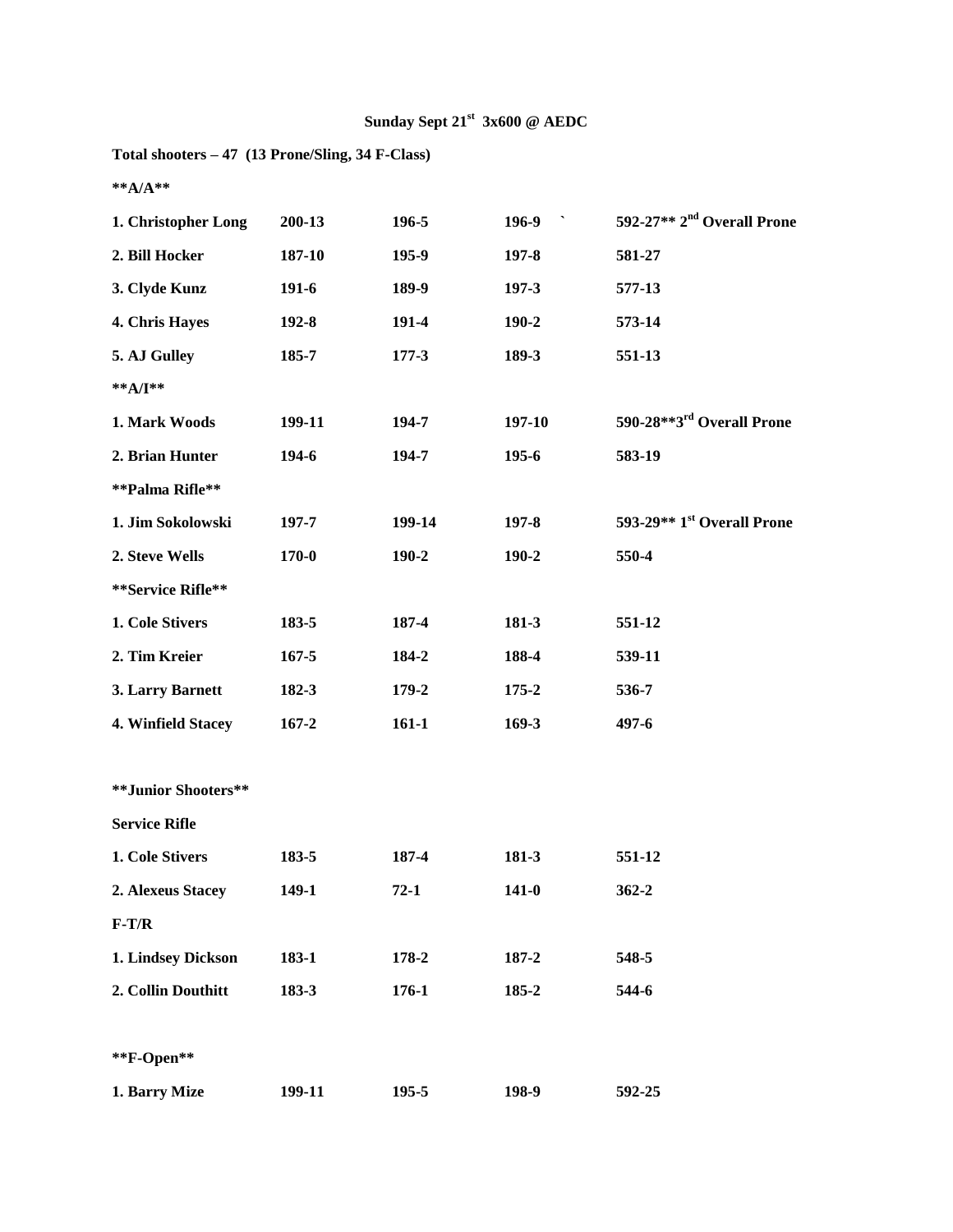**Sunday Sept 21st 3x600 @ AEDC**

**Total shooters – 47 (13 Prone/Sling, 34 F-Class)**

**A/A**

| | | | | |
|---|---|---|---|---|
| 1. Christopher Long | 200-13 | 196-5 | 196-9 ` | 592-27** 2nd Overall Prone |
| 2. Bill Hocker | 187-10 | 195-9 | 197-8 | 581-27 |
| 3. Clyde Kunz | 191-6 | 189-9 | 197-3 | 577-13 |
| 4. Chris Hayes | 192-8 | 191-4 | 190-2 | 573-14 |
| 5. AJ Gulley | 185-7 | 177-3 | 189-3 | 551-13 |

**A/I**

| | | | | |
|---|---|---|---|---|
| 1. Mark Woods | 199-11 | 194-7 | 197-10 | 590-28**3rd Overall Prone |
| 2. Brian Hunter | 194-6 | 194-7 | 195-6 | 583-19 |

**Palma Rifle**

| | | | | |
|---|---|---|---|---|
| 1. Jim Sokolowski | 197-7 | 199-14 | 197-8 | 593-29** 1st Overall Prone |
| 2. Steve Wells | 170-0 | 190-2 | 190-2 | 550-4 |

**Service Rifle**

| | | | | |
|---|---|---|---|---|
| 1. Cole Stivers | 183-5 | 187-4 | 181-3 | 551-12 |
| 2. Tim Kreier | 167-5 | 184-2 | 188-4 | 539-11 |
| 3. Larry Barnett | 182-3 | 179-2 | 175-2 | 536-7 |
| 4. Winfield Stacey | 167-2 | 161-1 | 169-3 | 497-6 |

**Junior Shooters**

**Service Rifle**

| | | | | |
|---|---|---|---|---|
| 1. Cole Stivers | 183-5 | 187-4 | 181-3 | 551-12 |
| 2. Alexeus Stacey | 149-1 | 72-1 | 141-0 | 362-2 |

**F-T/R**

| | | | | |
|---|---|---|---|---|
| 1. Lindsey Dickson | 183-1 | 178-2 | 187-2 | 548-5 |
| 2. Collin Douthitt | 183-3 | 176-1 | 185-2 | 544-6 |

**F-Open**

| | | | | |
|---|---|---|---|---|
| 1. Barry Mize | 199-11 | 195-5 | 198-9 | 592-25 |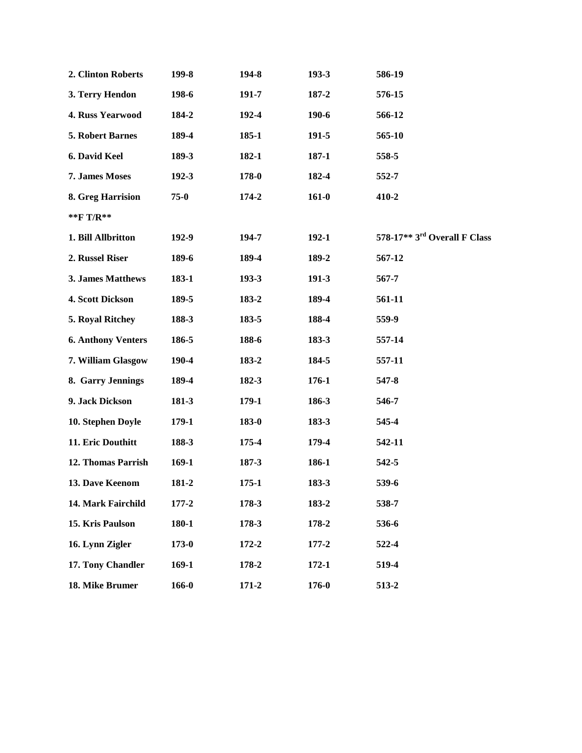| | | | | |
|---|---|---|---|---|
| **2. Clinton Roberts** | **199-8** | **194-8** | **193-3** | **586-19** |
| **3. Terry Hendon** | **198-6** | **191-7** | **187-2** | **576-15** |
| **4. Russ Yearwood** | **184-2** | **192-4** | **190-6** | **566-12** |
| **5. Robert Barnes** | **189-4** | **185-1** | **191-5** | **565-10** |
| **6. David Keel** | **189-3** | **182-1** | **187-1** | **558-5** |
| **7. James Moses** | **192-3** | **178-0** | **182-4** | **552-7** |
| **8. Greg Harrision** | **75-0** | **174-2** | **161-0** | **410-2** |

**\*\*F T/R\*\***

| | | | | |
|---|---|---|---|---|
| **1. Bill Allbritton** | **192-9** | **194-7** | **192-1** | **578-17\*\* 3rd Overall F Class** |
| **2. Russel Riser** | **189-6** | **189-4** | **189-2** | **567-12** |
| **3. James Matthews** | **183-1** | **193-3** | **191-3** | **567-7** |
| **4. Scott Dickson** | **189-5** | **183-2** | **189-4** | **561-11** |
| **5. Royal Ritchey** | **188-3** | **183-5** | **188-4** | **559-9** |
| **6. Anthony Venters** | **186-5** | **188-6** | **183-3** | **557-14** |
| **7. William Glasgow** | **190-4** | **183-2** | **184-5** | **557-11** |
| **8. Garry Jennings** | **189-4** | **182-3** | **176-1** | **547-8** |
| **9. Jack Dickson** | **181-3** | **179-1** | **186-3** | **546-7** |
| **10. Stephen Doyle** | **179-1** | **183-0** | **183-3** | **545-4** |
| **11. Eric Douthitt** | **188-3** | **175-4** | **179-4** | **542-11** |
| **12. Thomas Parrish** | **169-1** | **187-3** | **186-1** | **542-5** |
| **13. Dave Keenom** | **181-2** | **175-1** | **183-3** | **539-6** |
| **14. Mark Fairchild** | **177-2** | **178-3** | **183-2** | **538-7** |
| **15. Kris Paulson** | **180-1** | **178-3** | **178-2** | **536-6** |
| **16. Lynn Zigler** | **173-0** | **172-2** | **177-2** | **522-4** |
| **17. Tony Chandler** | **169-1** | **178-2** | **172-1** | **519-4** |
| **18. Mike Brumer** | **166-0** | **171-2** | **176-0** | **513-2** |